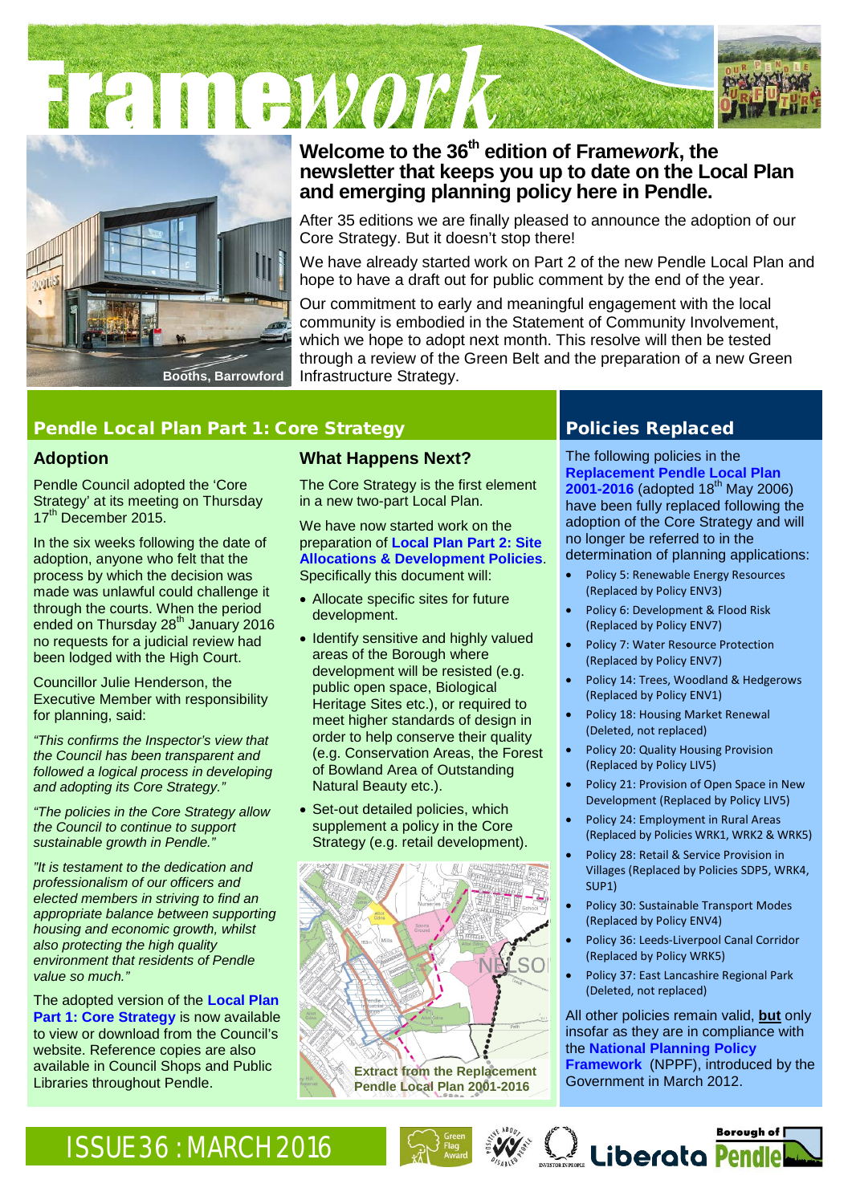# Framework

Booths, Barrowford

## Welcome to the 36th edition of Frame*work*, the newsletter that keeps you up to date on the Local Plan and emerging planning policy here in Pendle.

After 35 editions we are finally pleased to announce the adoption of our Core Strategy. But it doesn't stop there!

We have already started work on Part 2 of the new Pendle Local Plan and hope to have a draft out for public comment by the end of the year.

Our commitment to early and meaningful engagement with the local community is embodied in the Statement of Community Involvement, which we hope to adopt next month. This resolve will then be tested through a review of the Green Belt and the preparation of a new Green Infrastructure Strategy.

## Pendle Local Plan Part 1: Core Strategy

### Adoption

Pendle Council adopted the 'Core Strategy' at its meeting on Thursday 17th December 2015.

In the six weeks following the date of adoption, anyone who felt that the process by which the decision was made was unlawful could challenge it through the courts. When the period ended on Thursday 28th January 2016 no requests for a judicial review had been lodged with the High Court.

Councillor Julie Henderson, the Executive Member with responsibility for planning, said:

*"This confirms the Inspector's view that the Council has been transparent and followed a logical process in developing and adopting its Core Strategy."*

*"The policies in the Core Strategy allow the Council to continue to support sustainable growth in Pendle."*

*"It is testament to the dedication and professionalism of our officers and elected members in striving to find an appropriate balance between supporting housing and economic growth, whilst also protecting the high quality environment that residents of Pendle value so much."*

The adopted version of the **Local Plan Part 1: Core Strategy** is now available to view or download from the Council's website. Reference copies are also available in Council Shops and Public Libraries throughout Pendle.

### What Happens Next?

The Core Strategy is the first element in a new two-part Local Plan.

We have now started work on the preparation of **Local Plan Part 2: Site Allocations & Development Policies**. Specifically this document will:

- Allocate specific sites for future development.
- Identify sensitive and highly valued areas of the Borough where development will be resisted (e.g. public open space, Biological Heritage Sites etc.), or required to meet higher standards of design in order to help conserve their quality (e.g. Conservation Areas, the Forest of Bowland Area of Outstanding Natural Beauty etc.).
- Set-out detailed policies, which supplement a policy in the Core Strategy (e.g. retail development).

Extract from the Replacement Pendle Local Plan 2001-2016

## Policies Replaced

The following policies in the **Replacement Pendle Local Plan 2001-2016** (adopted 18th May 2006) have been fully replaced following the adoption of the Core Strategy and will no longer be referred to in the determination of planning applications:

- Policy 5: Renewable Energy Resources (Replaced by Policy ENV3)
- Policy 6: Development & Flood Risk (Replaced by Policy ENV7)
- Policy 7: Water Resource Protection (Replaced by Policy ENV7)
- Policy 14: Trees, Woodland & Hedgerows (Replaced by Policy ENV1)
- Policy 18: Housing Market Renewal (Deleted, not replaced)
- Policy 20: Quality Housing Provision (Replaced by Policy LIV5)
- Policy 21: Provision of Open Space in New Development (Replaced by Policy LIV5)
- Policy 24: Employment in Rural Areas (Replaced by Policies WRK1, WRK2 & WRK5)
- Policy 28: Retail & Service Provision in Villages (Replaced by Policies SDP5, WRK4, SUP1)
- Policy 30: Sustainable Transport Modes (Replaced by Policy ENV4)
- Policy 36: Leeds-Liverpool Canal Corridor (Replaced by Policy WRK5)
- Policy 37: East Lancashire Regional Park (Deleted, not replaced)

All other policies remain valid, **but** only insofar as they are in compliance with the **National Planning Policy Framework** (NPPF), introduced by the Government in March 2012.

ISSUE 36 : MARCH 2016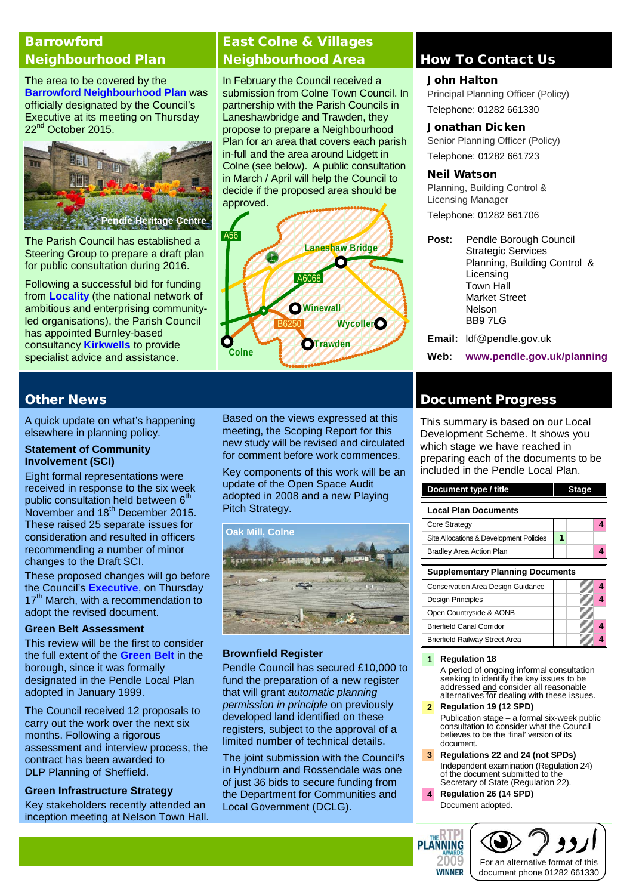## Barrowford Neighbourhood Plan

The area to be covered by the **Barrowford Neighbourhood Plan** was officially designated by the Council's Executive at its meeting on Thursday 22nd October 2015.

Pendle Heritage Centre

The Parish Council has established a Steering Group to prepare a draft plan for public consultation during 2016.

Following a successful bid for funding from **Locality** (the national network of ambitious and enterprising community-led organisations), the Parish Council has appointed Burnley-based consultancy **Kirkwells** to provide specialist advice and assistance.

## East Colne & Villages Neighbourhood Area

In February the Council received a submission from Colne Town Council. In partnership with the Parish Councils in Laneshawbridge and Trawden, they propose to prepare a Neighbourhood Plan for an area that covers each parish in-full and the area around Lidgett in Colne (see below). A public consultation in March / April will help the Council to decide if the proposed area should be approved.

A56
Laneshaw Bridge
A6068
Winewall
B6250
Wycoller
Trawden
Colne

## How To Contact Us

**John Halton**
Principal Planning Officer (Policy)
Telephone: 01282 661330

**Jonathan Dicken**
Senior Planning Officer (Policy)
Telephone: 01282 661723

**Neil Watson**
Planning, Building Control & Licensing Manager
Telephone: 01282 661706

**Post:** Pendle Borough Council
Strategic Services
Planning, Building Control & Licensing
Town Hall
Market Street
Nelson
BB9 7LG

**Email:** ldf@pendle.gov.uk

**Web:** **www.pendle.gov.uk/planning**

## Other News

A quick update on what's happening elsewhere in planning policy.

### Statement of Community Involvement (SCI)

Eight formal representations were received in response to the six week public consultation held between 6th November and 18th December 2015. These raised 25 separate issues for consideration and resulted in officers recommending a number of minor changes to the Draft SCI.

These proposed changes will go before the Council's **Executive**, on Thursday 17th March, with a recommendation to adopt the revised document.

### Green Belt Assessment

This review will be the first to consider the full extent of the **Green Belt** in the borough, since it was formally designated in the Pendle Local Plan adopted in January 1999.

The Council received 12 proposals to carry out the work over the next six months. Following a rigorous assessment and interview process, the contract has been awarded to DLP Planning of Sheffield.

### Green Infrastructure Strategy

Key stakeholders recently attended an inception meeting at Nelson Town Hall.

Based on the views expressed at this meeting, the Scoping Report for this new study will be revised and circulated for comment before work commences.

Key components of this work will be an update of the Open Space Audit adopted in 2008 and a new Playing Pitch Strategy.

Oak Mill, Colne

### Brownfield Register

Pendle Council has secured £10,000 to fund the preparation of a new register that will grant *automatic planning permission in principle* on previously developed land identified on these registers, subject to the approval of a limited number of technical details.

The joint submission with the Council's in Hyndburn and Rossendale was one of just 36 bids to secure funding from the Department for Communities and Local Government (DCLG).

## Document Progress

This summary is based on our Local Development Scheme. It shows you which stage we have reached in preparing each of the documents to be included in the Pendle Local Plan.

| Document type / title | Stage | | | |
|---|---|---|---|---|
| **Local Plan Documents** | | | | |
| Core Strategy | | | | 4 |
| Site Allocations & Development Policies | 1 | | | |
| Bradley Area Action Plan | | | | 4 |
| **Supplementary Planning Documents** | | | | |
| Conservation Area Design Guidance | | | | 4 |
| Design Principles | | | | 4 |
| Open Countryside & AONB | | | | |
| Brierfield Canal Corridor | | | | 4 |
| Brierfield Railway Street Area | | | | 4 |

**1 Regulation 18**
A period of ongoing informal consultation seeking to identify the key issues to be addressed and consider all reasonable alternatives for dealing with these issues.

**2 Regulation 19 (12 SPD)**
Publication stage – a formal six-week public consultation to consider what the Council believes to be the 'final' version of its document.

**3 Regulations 22 and 24 (not SPDs)**
Independent examination (Regulation 24) of the document submitted to the Secretary of State (Regulation 22).

**4 Regulation 26 (14 SPD)**
Document adopted.

THE RTPI PLANNING AWARDS 2009 WINNER

اردو

For an alternative format of this document phone 01282 661330